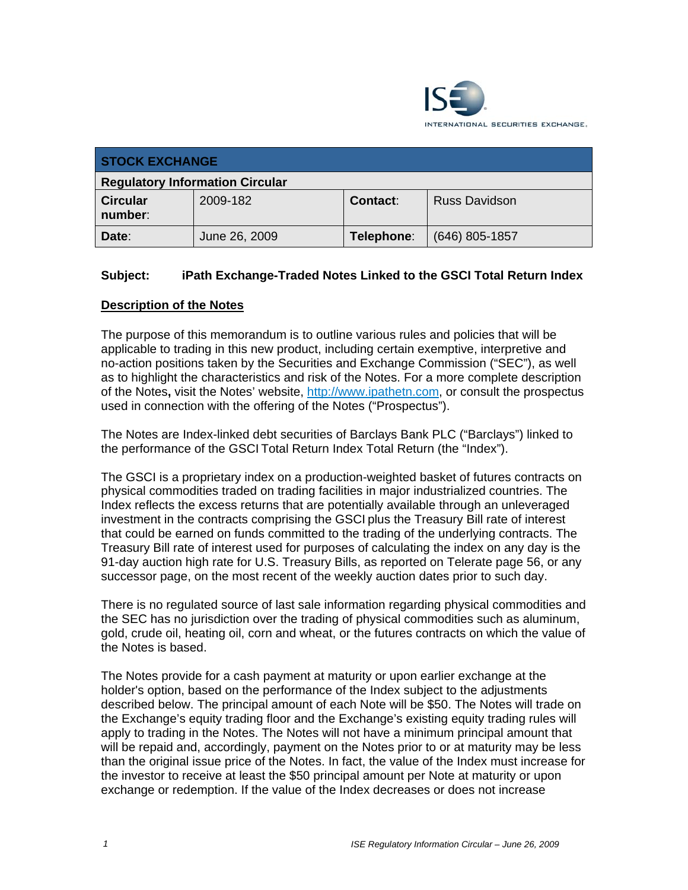INTERNATIONAL SECURITIES EXCHANGE.

| STOCK EXCHANGE | | | |
|---|---|---|---|
| **Regulatory Information Circular** | | | |
| **Circular number:** | 2009-182 | **Contact:** | Russ Davidson |
| **Date:** | June 26, 2009 | **Telephone:** | (646) 805-1857 |

**Subject: iPath Exchange-Traded Notes Linked to the GSCI Total Return Index**

**Description of the Notes**

The purpose of this memorandum is to outline various rules and policies that will be applicable to trading in this new product, including certain exemptive, interpretive and no-action positions taken by the Securities and Exchange Commission ("SEC"), as well as to highlight the characteristics and risk of the Notes. For a more complete description of the Notes**,** visit the Notes' website, http://www.ipathetn.com, or consult the prospectus used in connection with the offering of the Notes ("Prospectus").

The Notes are Index-linked debt securities of Barclays Bank PLC ("Barclays") linked to the performance of the GSCI Total Return Index Total Return (the "Index").

The GSCI is a proprietary index on a production-weighted basket of futures contracts on physical commodities traded on trading facilities in major industrialized countries. The Index reflects the excess returns that are potentially available through an unleveraged investment in the contracts comprising the GSCI plus the Treasury Bill rate of interest that could be earned on funds committed to the trading of the underlying contracts. The Treasury Bill rate of interest used for purposes of calculating the index on any day is the 91-day auction high rate for U.S. Treasury Bills, as reported on Telerate page 56, or any successor page, on the most recent of the weekly auction dates prior to such day.

There is no regulated source of last sale information regarding physical commodities and the SEC has no jurisdiction over the trading of physical commodities such as aluminum, gold, crude oil, heating oil, corn and wheat, or the futures contracts on which the value of the Notes is based.

The Notes provide for a cash payment at maturity or upon earlier exchange at the holder's option, based on the performance of the Index subject to the adjustments described below. The principal amount of each Note will be $50. The Notes will trade on the Exchange's equity trading floor and the Exchange's existing equity trading rules will apply to trading in the Notes. The Notes will not have a minimum principal amount that will be repaid and, accordingly, payment on the Notes prior to or at maturity may be less than the original issue price of the Notes. In fact, the value of the Index must increase for the investor to receive at least the $50 principal amount per Note at maturity or upon exchange or redemption. If the value of the Index decreases or does not increase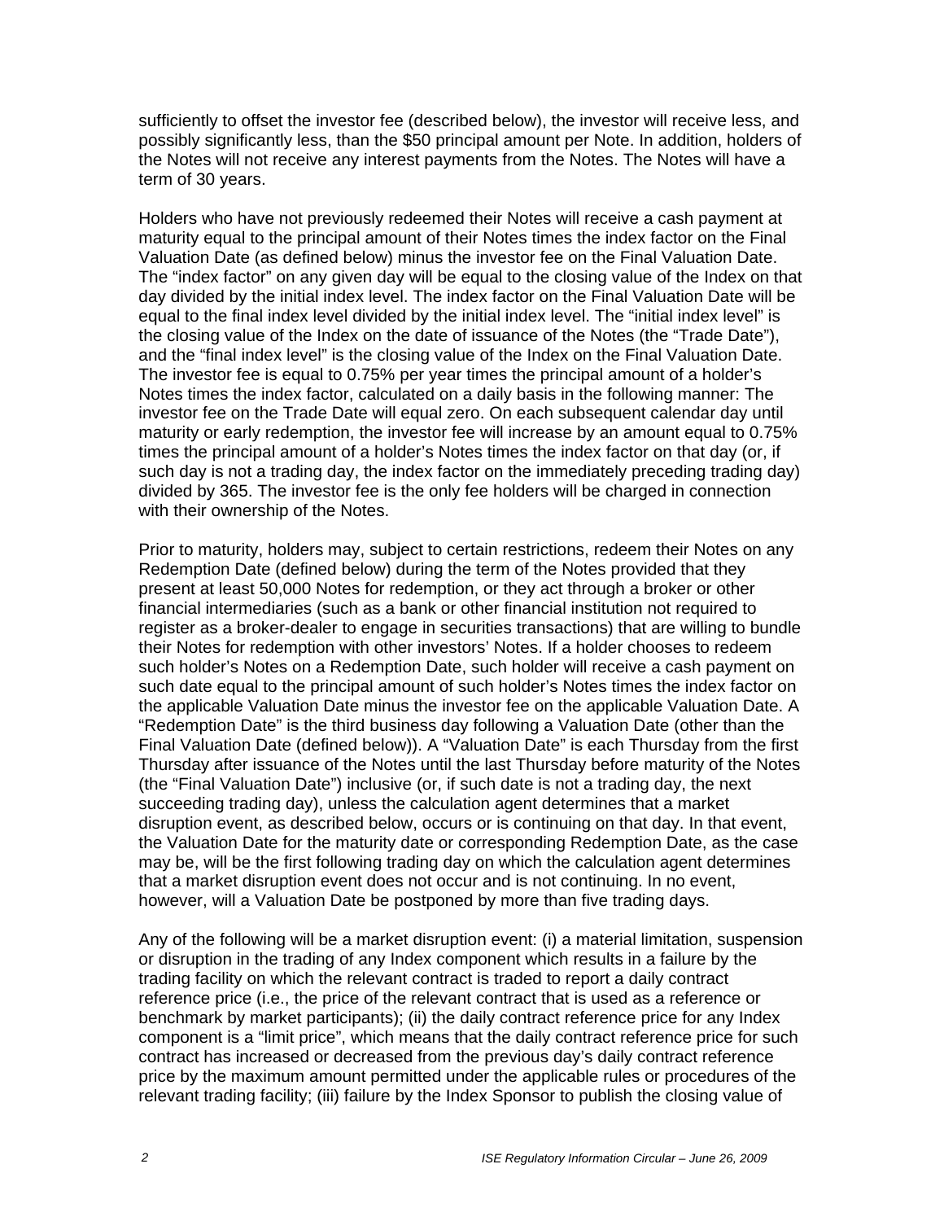sufficiently to offset the investor fee (described below), the investor will receive less, and possibly significantly less, than the $50 principal amount per Note. In addition, holders of the Notes will not receive any interest payments from the Notes. The Notes will have a term of 30 years.

Holders who have not previously redeemed their Notes will receive a cash payment at maturity equal to the principal amount of their Notes times the index factor on the Final Valuation Date (as defined below) minus the investor fee on the Final Valuation Date. The "index factor" on any given day will be equal to the closing value of the Index on that day divided by the initial index level. The index factor on the Final Valuation Date will be equal to the final index level divided by the initial index level. The "initial index level" is the closing value of the Index on the date of issuance of the Notes (the "Trade Date"), and the "final index level" is the closing value of the Index on the Final Valuation Date. The investor fee is equal to 0.75% per year times the principal amount of a holder's Notes times the index factor, calculated on a daily basis in the following manner: The investor fee on the Trade Date will equal zero. On each subsequent calendar day until maturity or early redemption, the investor fee will increase by an amount equal to 0.75% times the principal amount of a holder's Notes times the index factor on that day (or, if such day is not a trading day, the index factor on the immediately preceding trading day) divided by 365. The investor fee is the only fee holders will be charged in connection with their ownership of the Notes.

Prior to maturity, holders may, subject to certain restrictions, redeem their Notes on any Redemption Date (defined below) during the term of the Notes provided that they present at least 50,000 Notes for redemption, or they act through a broker or other financial intermediaries (such as a bank or other financial institution not required to register as a broker-dealer to engage in securities transactions) that are willing to bundle their Notes for redemption with other investors' Notes. If a holder chooses to redeem such holder's Notes on a Redemption Date, such holder will receive a cash payment on such date equal to the principal amount of such holder's Notes times the index factor on the applicable Valuation Date minus the investor fee on the applicable Valuation Date. A "Redemption Date" is the third business day following a Valuation Date (other than the Final Valuation Date (defined below)). A "Valuation Date" is each Thursday from the first Thursday after issuance of the Notes until the last Thursday before maturity of the Notes (the "Final Valuation Date") inclusive (or, if such date is not a trading day, the next succeeding trading day), unless the calculation agent determines that a market disruption event, as described below, occurs or is continuing on that day. In that event, the Valuation Date for the maturity date or corresponding Redemption Date, as the case may be, will be the first following trading day on which the calculation agent determines that a market disruption event does not occur and is not continuing. In no event, however, will a Valuation Date be postponed by more than five trading days.

Any of the following will be a market disruption event: (i) a material limitation, suspension or disruption in the trading of any Index component which results in a failure by the trading facility on which the relevant contract is traded to report a daily contract reference price (i.e., the price of the relevant contract that is used as a reference or benchmark by market participants); (ii) the daily contract reference price for any Index component is a "limit price", which means that the daily contract reference price for such contract has increased or decreased from the previous day's daily contract reference price by the maximum amount permitted under the applicable rules or procedures of the relevant trading facility; (iii) failure by the Index Sponsor to publish the closing value of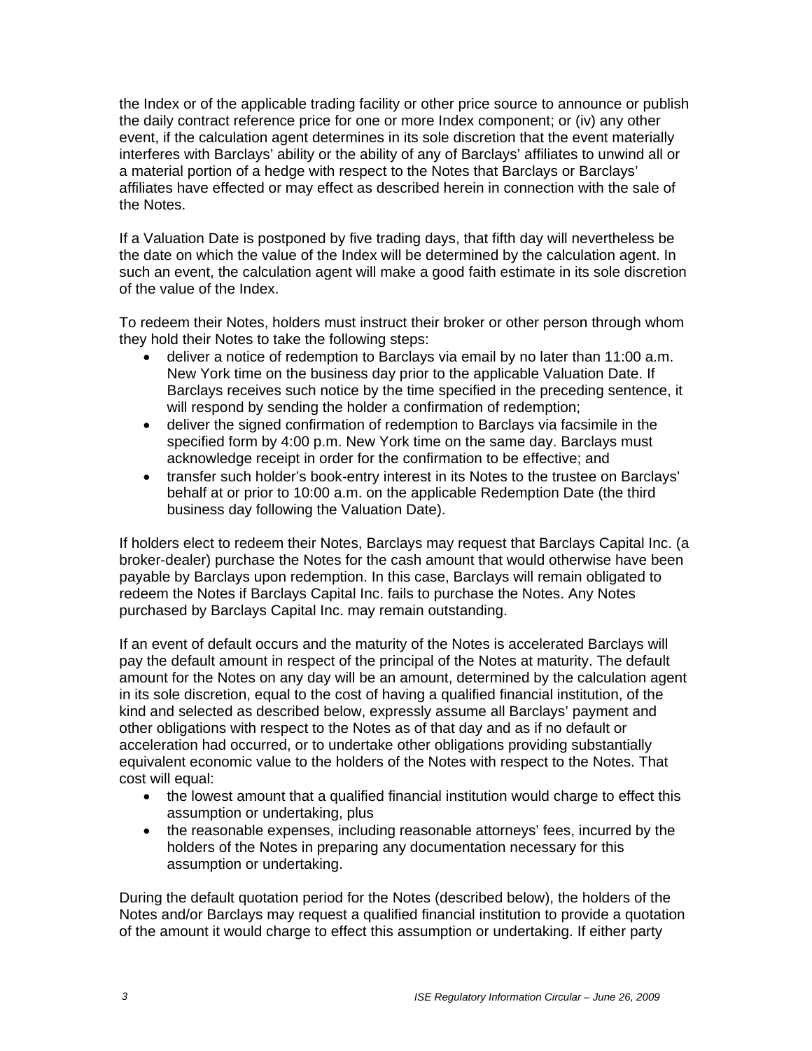the Index or of the applicable trading facility or other price source to announce or publish the daily contract reference price for one or more Index component; or (iv) any other event, if the calculation agent determines in its sole discretion that the event materially interferes with Barclays' ability or the ability of any of Barclays' affiliates to unwind all or a material portion of a hedge with respect to the Notes that Barclays or Barclays' affiliates have effected or may effect as described herein in connection with the sale of the Notes.

If a Valuation Date is postponed by five trading days, that fifth day will nevertheless be the date on which the value of the Index will be determined by the calculation agent. In such an event, the calculation agent will make a good faith estimate in its sole discretion of the value of the Index.

To redeem their Notes, holders must instruct their broker or other person through whom they hold their Notes to take the following steps:

- deliver a notice of redemption to Barclays via email by no later than 11:00 a.m. New York time on the business day prior to the applicable Valuation Date. If Barclays receives such notice by the time specified in the preceding sentence, it will respond by sending the holder a confirmation of redemption;
- deliver the signed confirmation of redemption to Barclays via facsimile in the specified form by 4:00 p.m. New York time on the same day. Barclays must acknowledge receipt in order for the confirmation to be effective; and
- transfer such holder's book-entry interest in its Notes to the trustee on Barclays' behalf at or prior to 10:00 a.m. on the applicable Redemption Date (the third business day following the Valuation Date).

If holders elect to redeem their Notes, Barclays may request that Barclays Capital Inc. (a broker-dealer) purchase the Notes for the cash amount that would otherwise have been payable by Barclays upon redemption. In this case, Barclays will remain obligated to redeem the Notes if Barclays Capital Inc. fails to purchase the Notes. Any Notes purchased by Barclays Capital Inc. may remain outstanding.

If an event of default occurs and the maturity of the Notes is accelerated Barclays will pay the default amount in respect of the principal of the Notes at maturity. The default amount for the Notes on any day will be an amount, determined by the calculation agent in its sole discretion, equal to the cost of having a qualified financial institution, of the kind and selected as described below, expressly assume all Barclays' payment and other obligations with respect to the Notes as of that day and as if no default or acceleration had occurred, or to undertake other obligations providing substantially equivalent economic value to the holders of the Notes with respect to the Notes. That cost will equal:

- the lowest amount that a qualified financial institution would charge to effect this assumption or undertaking, plus
- the reasonable expenses, including reasonable attorneys' fees, incurred by the holders of the Notes in preparing any documentation necessary for this assumption or undertaking.

During the default quotation period for the Notes (described below), the holders of the Notes and/or Barclays may request a qualified financial institution to provide a quotation of the amount it would charge to effect this assumption or undertaking. If either party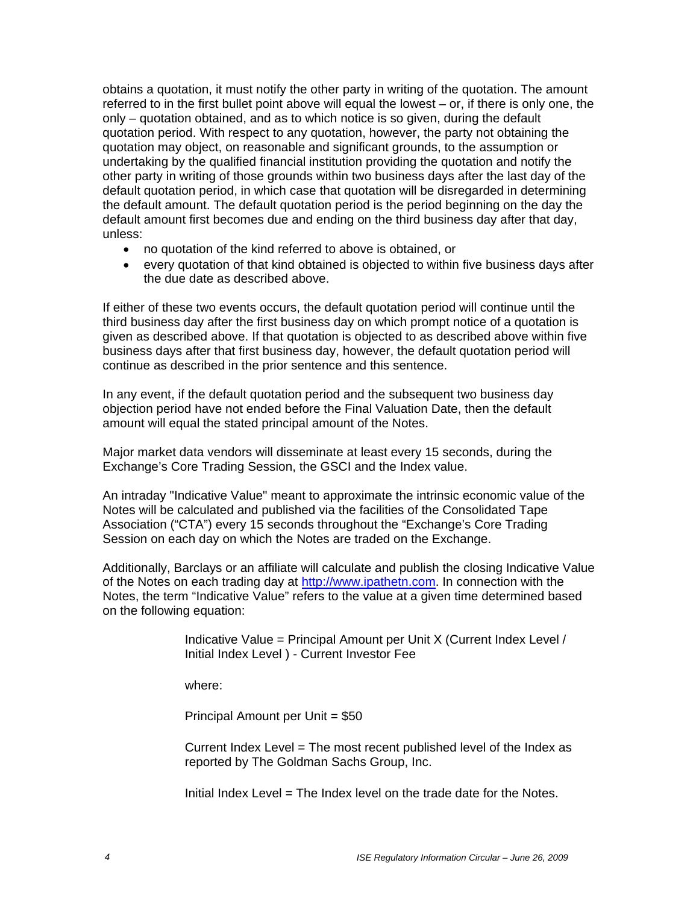obtains a quotation, it must notify the other party in writing of the quotation. The amount referred to in the first bullet point above will equal the lowest – or, if there is only one, the only – quotation obtained, and as to which notice is so given, during the default quotation period. With respect to any quotation, however, the party not obtaining the quotation may object, on reasonable and significant grounds, to the assumption or undertaking by the qualified financial institution providing the quotation and notify the other party in writing of those grounds within two business days after the last day of the default quotation period, in which case that quotation will be disregarded in determining the default amount. The default quotation period is the period beginning on the day the default amount first becomes due and ending on the third business day after that day, unless:

- no quotation of the kind referred to above is obtained, or
- every quotation of that kind obtained is objected to within five business days after the due date as described above.

If either of these two events occurs, the default quotation period will continue until the third business day after the first business day on which prompt notice of a quotation is given as described above. If that quotation is objected to as described above within five business days after that first business day, however, the default quotation period will continue as described in the prior sentence and this sentence.

In any event, if the default quotation period and the subsequent two business day objection period have not ended before the Final Valuation Date, then the default amount will equal the stated principal amount of the Notes.

Major market data vendors will disseminate at least every 15 seconds, during the Exchange's Core Trading Session, the GSCI and the Index value.

An intraday "Indicative Value" meant to approximate the intrinsic economic value of the Notes will be calculated and published via the facilities of the Consolidated Tape Association ("CTA") every 15 seconds throughout the "Exchange's Core Trading Session on each day on which the Notes are traded on the Exchange.

Additionally, Barclays or an affiliate will calculate and publish the closing Indicative Value of the Notes on each trading day at http://www.ipathetn.com. In connection with the Notes, the term "Indicative Value" refers to the value at a given time determined based on the following equation:

Indicative Value = Principal Amount per Unit X (Current Index Level / Initial Index Level ) - Current Investor Fee

where:

Principal Amount per Unit = $50

Current Index Level = The most recent published level of the Index as reported by The Goldman Sachs Group, Inc.

Initial Index Level = The Index level on the trade date for the Notes.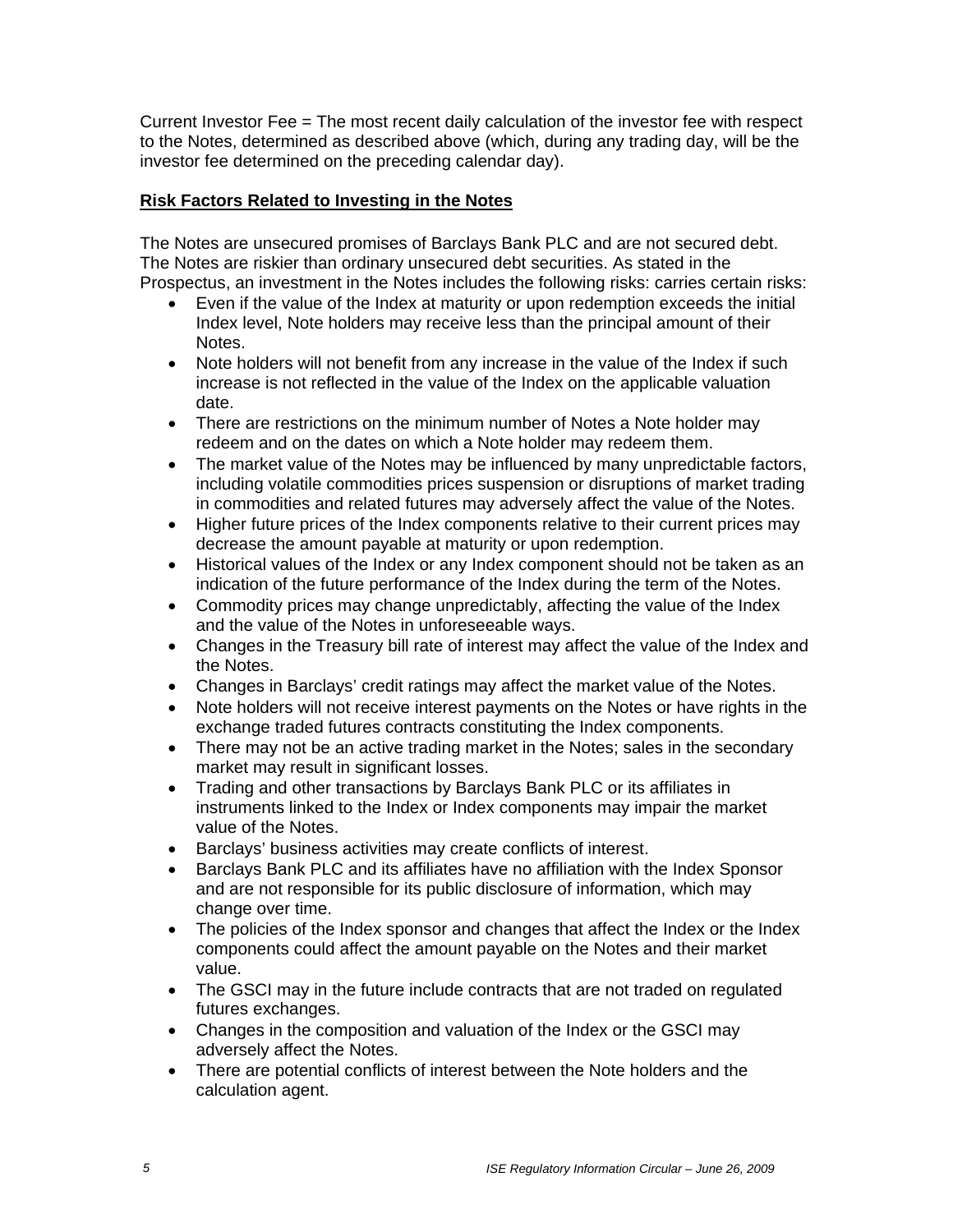Current Investor Fee = The most recent daily calculation of the investor fee with respect to the Notes, determined as described above (which, during any trading day, will be the investor fee determined on the preceding calendar day).

**Risk Factors Related to Investing in the Notes**

The Notes are unsecured promises of Barclays Bank PLC and are not secured debt. The Notes are riskier than ordinary unsecured debt securities. As stated in the Prospectus, an investment in the Notes includes the following risks: carries certain risks:

- Even if the value of the Index at maturity or upon redemption exceeds the initial Index level, Note holders may receive less than the principal amount of their Notes.
- Note holders will not benefit from any increase in the value of the Index if such increase is not reflected in the value of the Index on the applicable valuation date.
- There are restrictions on the minimum number of Notes a Note holder may redeem and on the dates on which a Note holder may redeem them.
- The market value of the Notes may be influenced by many unpredictable factors, including volatile commodities prices suspension or disruptions of market trading in commodities and related futures may adversely affect the value of the Notes.
- Higher future prices of the Index components relative to their current prices may decrease the amount payable at maturity or upon redemption.
- Historical values of the Index or any Index component should not be taken as an indication of the future performance of the Index during the term of the Notes.
- Commodity prices may change unpredictably, affecting the value of the Index and the value of the Notes in unforeseeable ways.
- Changes in the Treasury bill rate of interest may affect the value of the Index and the Notes.
- Changes in Barclays' credit ratings may affect the market value of the Notes.
- Note holders will not receive interest payments on the Notes or have rights in the exchange traded futures contracts constituting the Index components.
- There may not be an active trading market in the Notes; sales in the secondary market may result in significant losses.
- Trading and other transactions by Barclays Bank PLC or its affiliates in instruments linked to the Index or Index components may impair the market value of the Notes.
- Barclays' business activities may create conflicts of interest.
- Barclays Bank PLC and its affiliates have no affiliation with the Index Sponsor and are not responsible for its public disclosure of information, which may change over time.
- The policies of the Index sponsor and changes that affect the Index or the Index components could affect the amount payable on the Notes and their market value.
- The GSCI may in the future include contracts that are not traded on regulated futures exchanges.
- Changes in the composition and valuation of the Index or the GSCI may adversely affect the Notes.
- There are potential conflicts of interest between the Note holders and the calculation agent.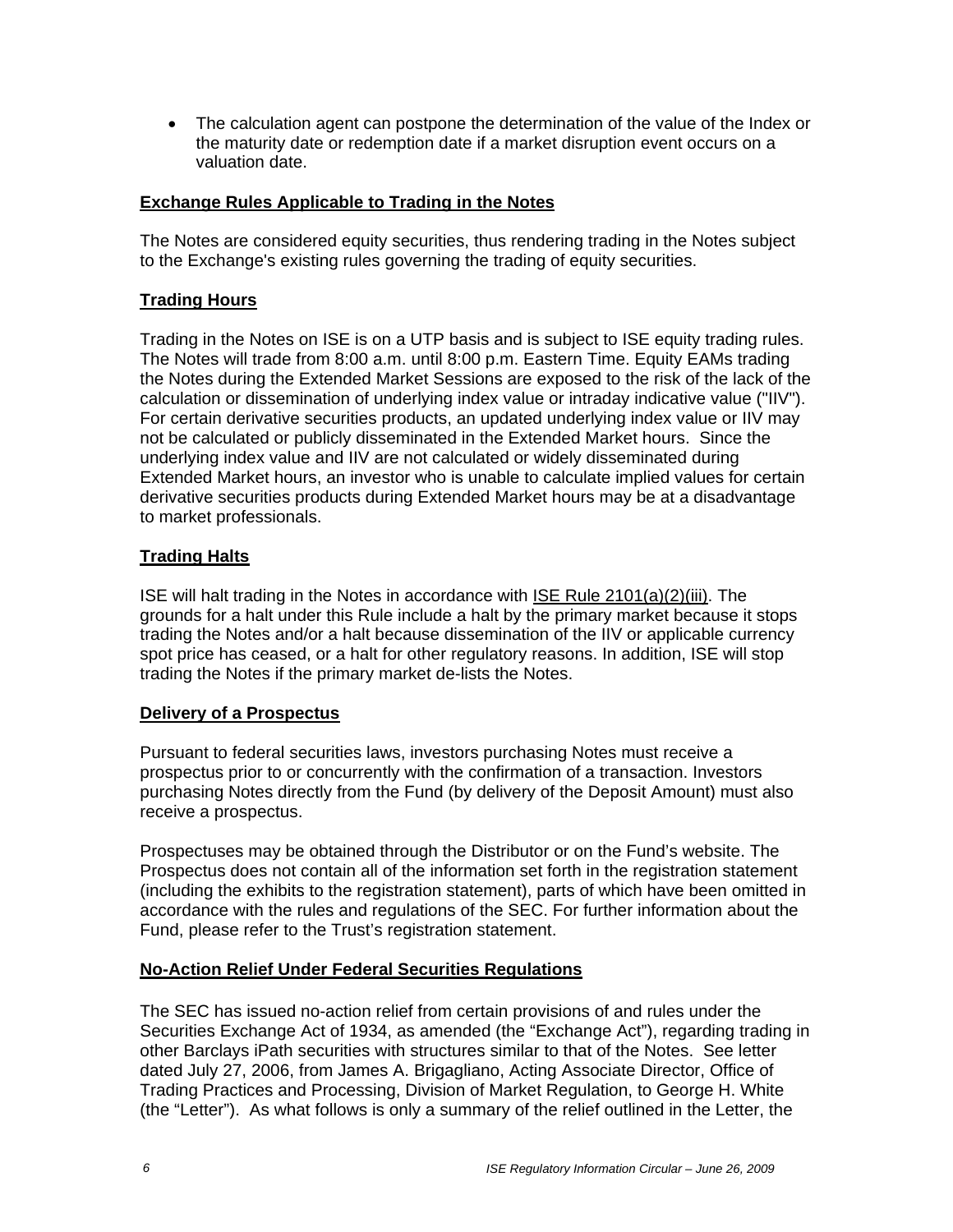- The calculation agent can postpone the determination of the value of the Index or the maturity date or redemption date if a market disruption event occurs on a valuation date.

## Exchange Rules Applicable to Trading in the Notes

The Notes are considered equity securities, thus rendering trading in the Notes subject to the Exchange's existing rules governing the trading of equity securities.

## Trading Hours

Trading in the Notes on ISE is on a UTP basis and is subject to ISE equity trading rules. The Notes will trade from 8:00 a.m. until 8:00 p.m. Eastern Time. Equity EAMs trading the Notes during the Extended Market Sessions are exposed to the risk of the lack of the calculation or dissemination of underlying index value or intraday indicative value ("IIV"). For certain derivative securities products, an updated underlying index value or IIV may not be calculated or publicly disseminated in the Extended Market hours. Since the underlying index value and IIV are not calculated or widely disseminated during Extended Market hours, an investor who is unable to calculate implied values for certain derivative securities products during Extended Market hours may be at a disadvantage to market professionals.

## Trading Halts

ISE will halt trading in the Notes in accordance with ISE Rule 2101(a)(2)(iii). The grounds for a halt under this Rule include a halt by the primary market because it stops trading the Notes and/or a halt because dissemination of the IIV or applicable currency spot price has ceased, or a halt for other regulatory reasons. In addition, ISE will stop trading the Notes if the primary market de-lists the Notes.

## Delivery of a Prospectus

Pursuant to federal securities laws, investors purchasing Notes must receive a prospectus prior to or concurrently with the confirmation of a transaction. Investors purchasing Notes directly from the Fund (by delivery of the Deposit Amount) must also receive a prospectus.

Prospectuses may be obtained through the Distributor or on the Fund's website. The Prospectus does not contain all of the information set forth in the registration statement (including the exhibits to the registration statement), parts of which have been omitted in accordance with the rules and regulations of the SEC. For further information about the Fund, please refer to the Trust's registration statement.

## No-Action Relief Under Federal Securities Regulations

The SEC has issued no-action relief from certain provisions of and rules under the Securities Exchange Act of 1934, as amended (the "Exchange Act"), regarding trading in other Barclays iPath securities with structures similar to that of the Notes. See letter dated July 27, 2006, from James A. Brigagliano, Acting Associate Director, Office of Trading Practices and Processing, Division of Market Regulation, to George H. White (the "Letter"). As what follows is only a summary of the relief outlined in the Letter, the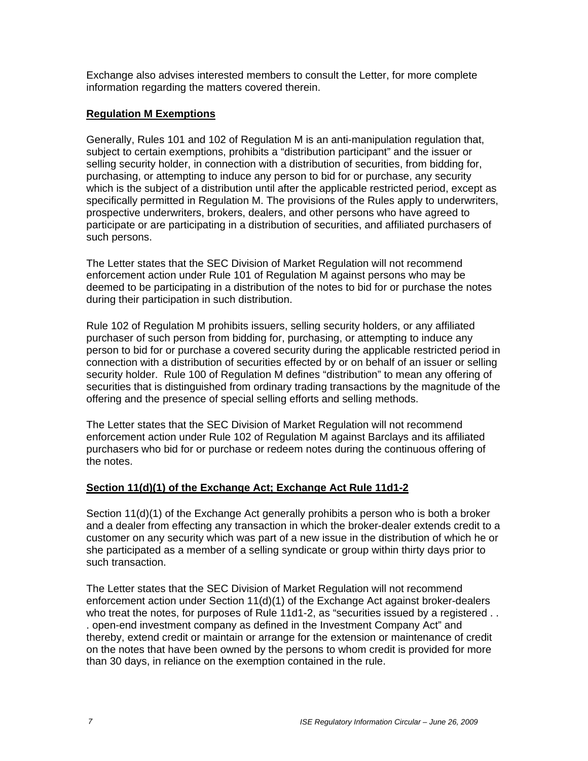Exchange also advises interested members to consult the Letter, for more complete information regarding the matters covered therein.

## Regulation M Exemptions

Generally, Rules 101 and 102 of Regulation M is an anti-manipulation regulation that, subject to certain exemptions, prohibits a "distribution participant" and the issuer or selling security holder, in connection with a distribution of securities, from bidding for, purchasing, or attempting to induce any person to bid for or purchase, any security which is the subject of a distribution until after the applicable restricted period, except as specifically permitted in Regulation M. The provisions of the Rules apply to underwriters, prospective underwriters, brokers, dealers, and other persons who have agreed to participate or are participating in a distribution of securities, and affiliated purchasers of such persons.

The Letter states that the SEC Division of Market Regulation will not recommend enforcement action under Rule 101 of Regulation M against persons who may be deemed to be participating in a distribution of the notes to bid for or purchase the notes during their participation in such distribution.

Rule 102 of Regulation M prohibits issuers, selling security holders, or any affiliated purchaser of such person from bidding for, purchasing, or attempting to induce any person to bid for or purchase a covered security during the applicable restricted period in connection with a distribution of securities effected by or on behalf of an issuer or selling security holder. Rule 100 of Regulation M defines "distribution" to mean any offering of securities that is distinguished from ordinary trading transactions by the magnitude of the offering and the presence of special selling efforts and selling methods.

The Letter states that the SEC Division of Market Regulation will not recommend enforcement action under Rule 102 of Regulation M against Barclays and its affiliated purchasers who bid for or purchase or redeem notes during the continuous offering of the notes.

## Section 11(d)(1) of the Exchange Act; Exchange Act Rule 11d1-2

Section 11(d)(1) of the Exchange Act generally prohibits a person who is both a broker and a dealer from effecting any transaction in which the broker-dealer extends credit to a customer on any security which was part of a new issue in the distribution of which he or she participated as a member of a selling syndicate or group within thirty days prior to such transaction.

The Letter states that the SEC Division of Market Regulation will not recommend enforcement action under Section 11(d)(1) of the Exchange Act against broker-dealers who treat the notes, for purposes of Rule 11d1-2, as "securities issued by a registered . . . open-end investment company as defined in the Investment Company Act" and thereby, extend credit or maintain or arrange for the extension or maintenance of credit on the notes that have been owned by the persons to whom credit is provided for more than 30 days, in reliance on the exemption contained in the rule.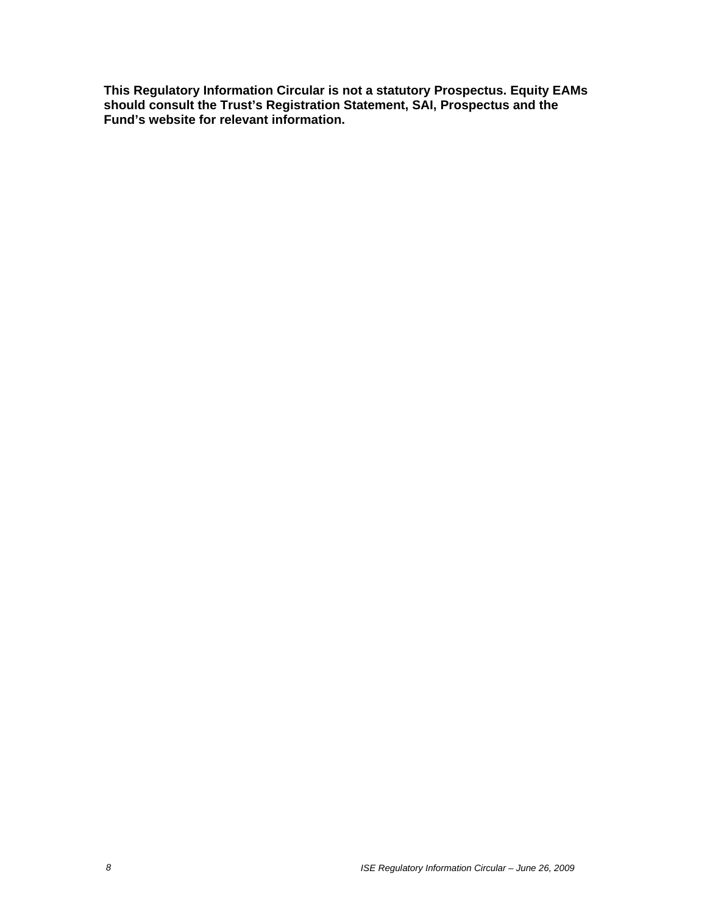**This Regulatory Information Circular is not a statutory Prospectus. Equity EAMs should consult the Trust's Registration Statement, SAI, Prospectus and the Fund's website for relevant information.**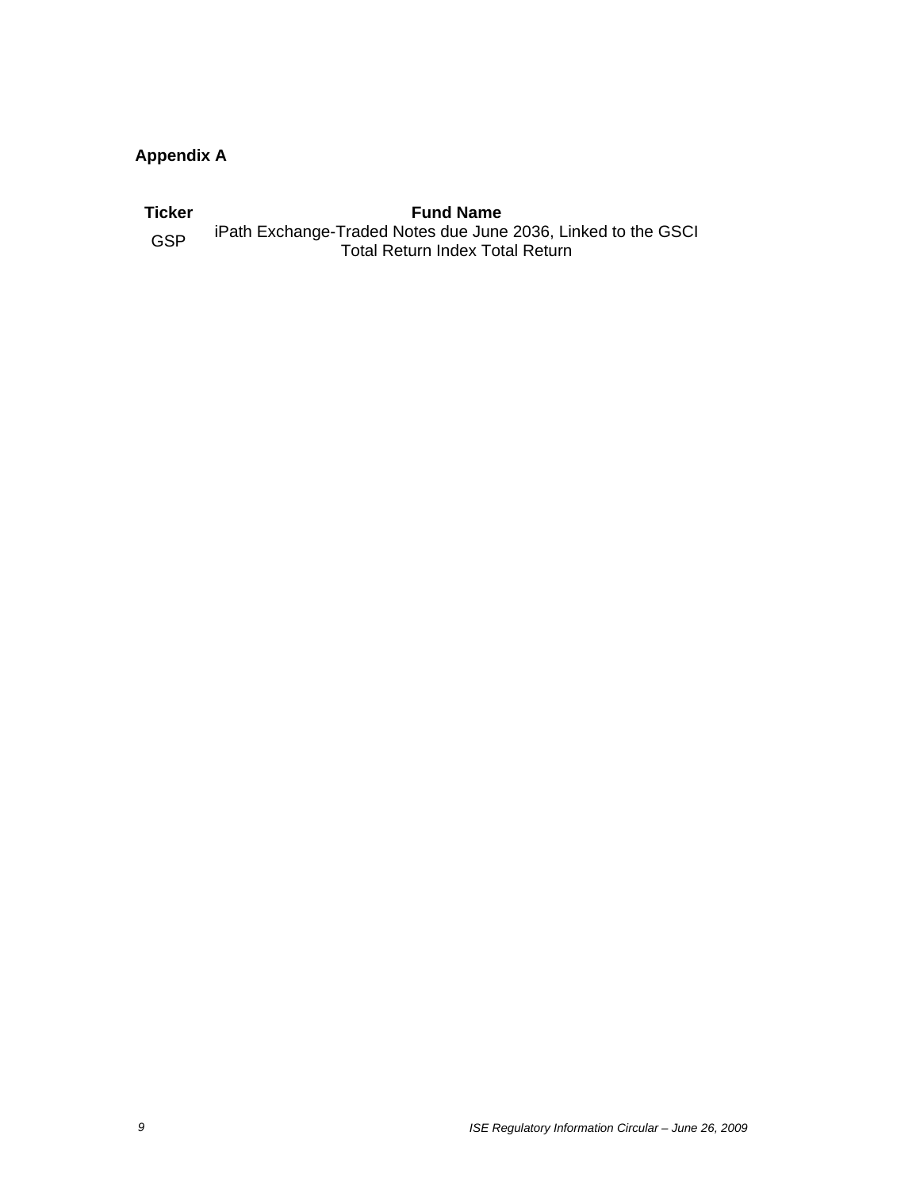**Appendix A**

| Ticker | Fund Name |
|---|---|
| GSP | iPath Exchange-Traded Notes due June 2036, Linked to the GSCI Total Return Index Total Return |